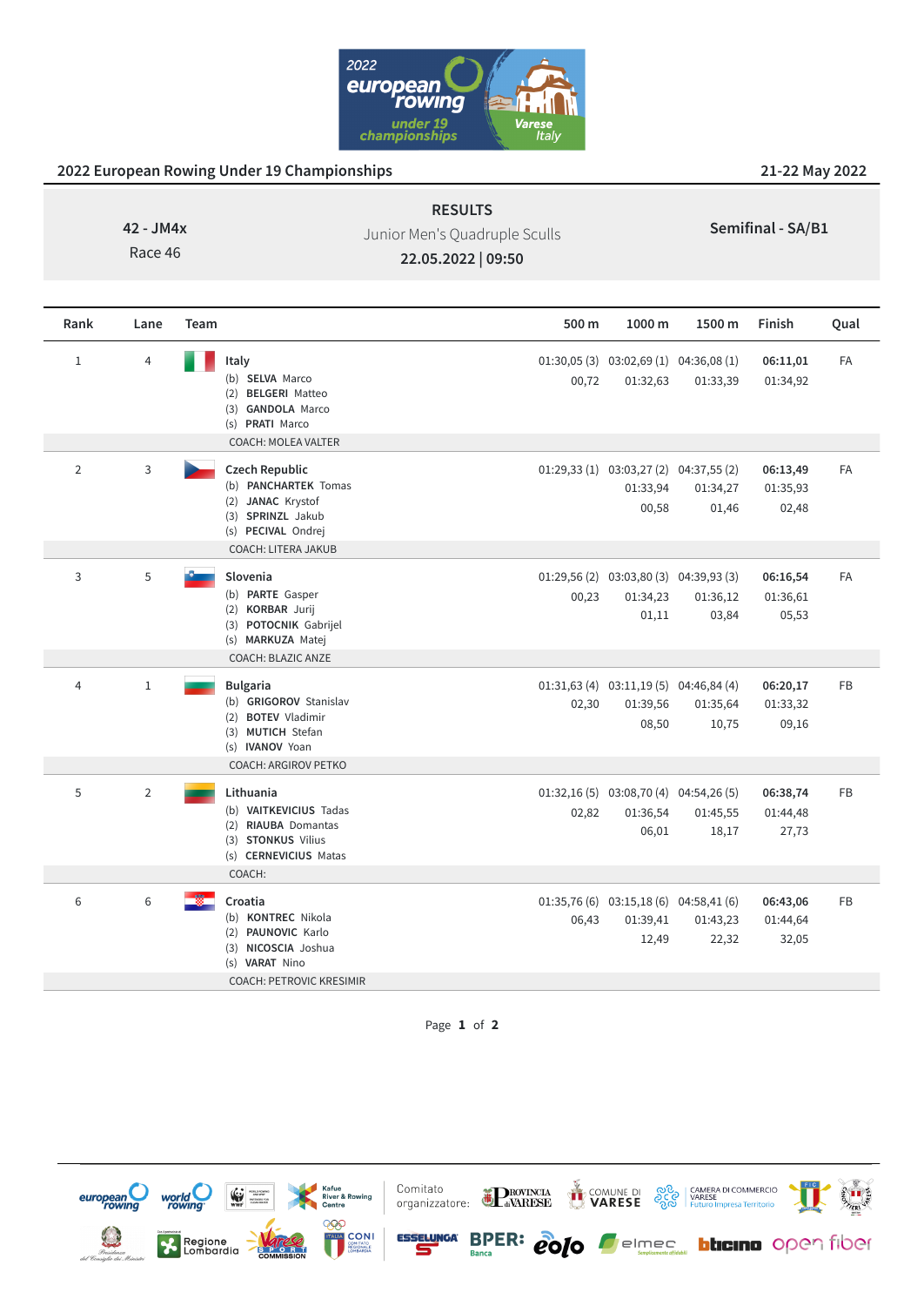## 2022 European Rowing Under 19 Championships

21-22 May 2022

**42 - JM4x**
Race 46

**RESULTS**
Junior Men's Quadruple Sculls
**22.05.2022 | 09:50**

**Semifinal - SA/B1**

| Rank | Lane | Team | 500 m | 1000 m | 1500 m | Finish | Qual |
|---|---|---|---|---|---|---|---|
| 1 | 4 | **Italy**<br>(b) **SELVA** Marco<br>(2) **BELGERI** Matteo<br>(3) **GANDOLA** Marco<br>(s) **PRATI** Marco<br>COACH: MOLEA VALTER | 01:30,05 (3)<br>00,72 | 03:02,69 (1)<br>01:32,63 | 04:36,08 (1)<br>01:33,39 | **06:11,01**<br>01:34,92 | FA |
| 2 | 3 | **Czech Republic**<br>(b) **PANCHARTEK** Tomas<br>(2) **JANAC** Krystof<br>(3) **SPRINZL** Jakub<br>(s) **PECIVAL** Ondrej<br>COACH: LITERA JAKUB | 01:29,33 (1) | 03:03,27 (2)<br>01:33,94<br>00,58 | 04:37,55 (2)<br>01:34,27<br>01,46 | **06:13,49**<br>01:35,93<br>02,48 | FA |
| 3 | 5 | **Slovenia**<br>(b) **PARTE** Gasper<br>(2) **KORBAR** Jurij<br>(3) **POTOCNIK** Gabrijel<br>(s) **MARKUZA** Matej<br>COACH: BLAZIC ANZE | 01:29,56 (2)<br>00,23 | 03:03,80 (3)<br>01:34,23<br>01,11 | 04:39,93 (3)<br>01:36,12<br>03,84 | **06:16,54**<br>01:36,61<br>05,53 | FA |
| 4 | 1 | **Bulgaria**<br>(b) **GRIGOROV** Stanislav<br>(2) **BOTEV** Vladimir<br>(3) **MUTICH** Stefan<br>(s) **IVANOV** Yoan<br>COACH: ARGIROV PETKO | 01:31,63 (4)<br>02,30 | 03:11,19 (5)<br>01:39,56<br>08,50 | 04:46,84 (4)<br>01:35,64<br>10,75 | **06:20,17**<br>01:33,32<br>09,16 | FB |
| 5 | 2 | **Lithuania**<br>(b) **VAITKEVICIUS** Tadas<br>(2) **RIAUBA** Domantas<br>(3) **STONKUS** Vilius<br>(s) **CERNEVICIUS** Matas<br>COACH: | 01:32,16 (5)<br>02,82 | 03:08,70 (4)<br>01:36,54<br>06,01 | 04:54,26 (5)<br>01:45,55<br>18,17 | **06:38,74**<br>01:44,48<br>27,73 | FB |
| 6 | 6 | **Croatia**<br>(b) **KONTREC** Nikola<br>(2) **PAUNOVIC** Karlo<br>(3) **NICOSCIA** Joshua<br>(s) **VARAT** Nino<br>COACH: PETROVIC KRESIMIR | 01:35,76 (6)<br>06,43 | 03:15,18 (6)<br>01:39,41<br>12,49 | 04:58,41 (6)<br>01:43,23<br>22,32 | **06:43,06**<br>01:44,64<br>32,05 | FB |

Comitato organizzatore: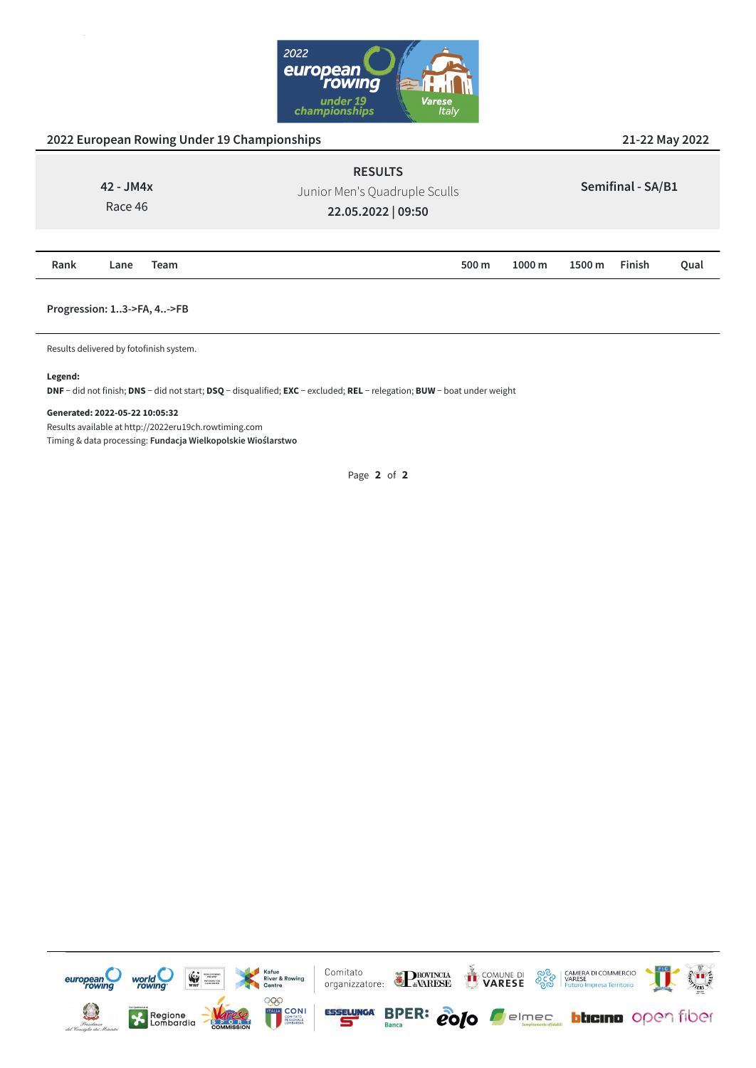## 2022 European Rowing Under 19 Championships

21-22 May 2022

**42 - JM4x**
Race 46

**RESULTS**
Junior Men's Quadruple Sculls
**22.05.2022 | 09:50**

**Semifinal - SA/B1**

| Rank | Lane | Team | 500 m | 1000 m | 1500 m | Finish | Qual |
|---|---|---|---|---|---|---|---|

**Progression: 1..3->FA, 4..->FB**

Results delivered by fotofinish system.

**Legend:**
**DNF** – did not finish; **DNS** – did not start; **DSQ** – disqualified; **EXC** – excluded; **REL** – relegation; **BUW** – boat under weight

**Generated: 2022-05-22 10:05:32**
Results available at http://2022eru19ch.rowtiming.com
Timing & data processing: **Fundacja Wielkopolskie Wioślarstwo**